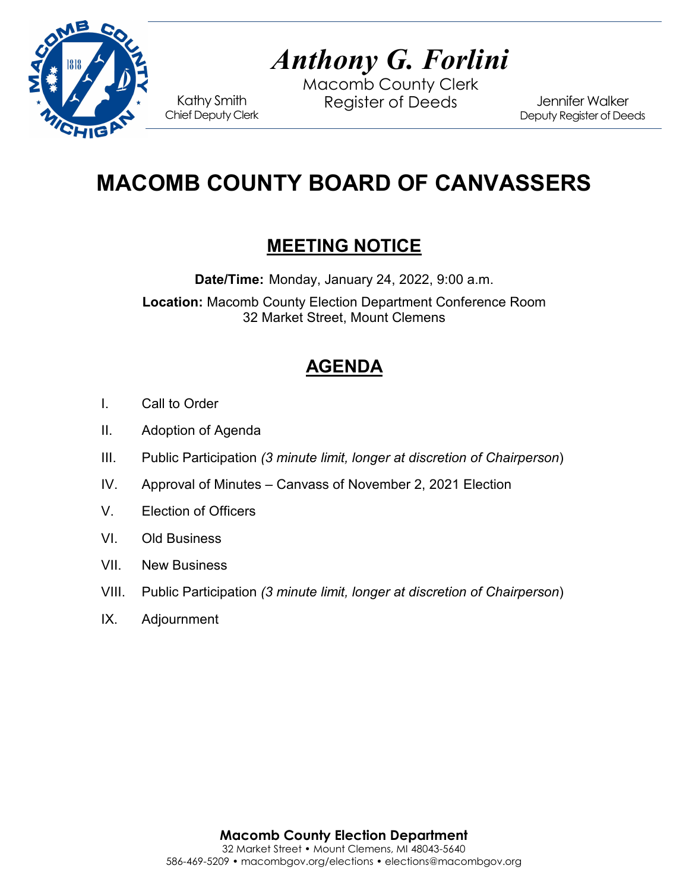# *Anthony G. Forlini*

Macomb County Clerk
Register of Deeds

Kathy Smith
Chief Deputy Clerk

Jennifer Walker
Deputy Register of Deeds

# MACOMB COUNTY BOARD OF CANVASSERS

## MEETING NOTICE

**Date/Time:** Monday, January 24, 2022, 9:00 a.m.

**Location:** Macomb County Election Department Conference Room
32 Market Street, Mount Clemens

## AGENDA

I. Call to Order

II. Adoption of Agenda

III. Public Participation *(3 minute limit, longer at discretion of Chairperson)*

IV. Approval of Minutes – Canvass of November 2, 2021 Election

V. Election of Officers

VI. Old Business

VII. New Business

VIII. Public Participation *(3 minute limit, longer at discretion of Chairperson)*

IX. Adjournment

**Macomb County Election Department**
32 Market Street • Mount Clemens, MI 48043-5640
586-469-5209 • macombgov.org/elections • elections@macombgov.org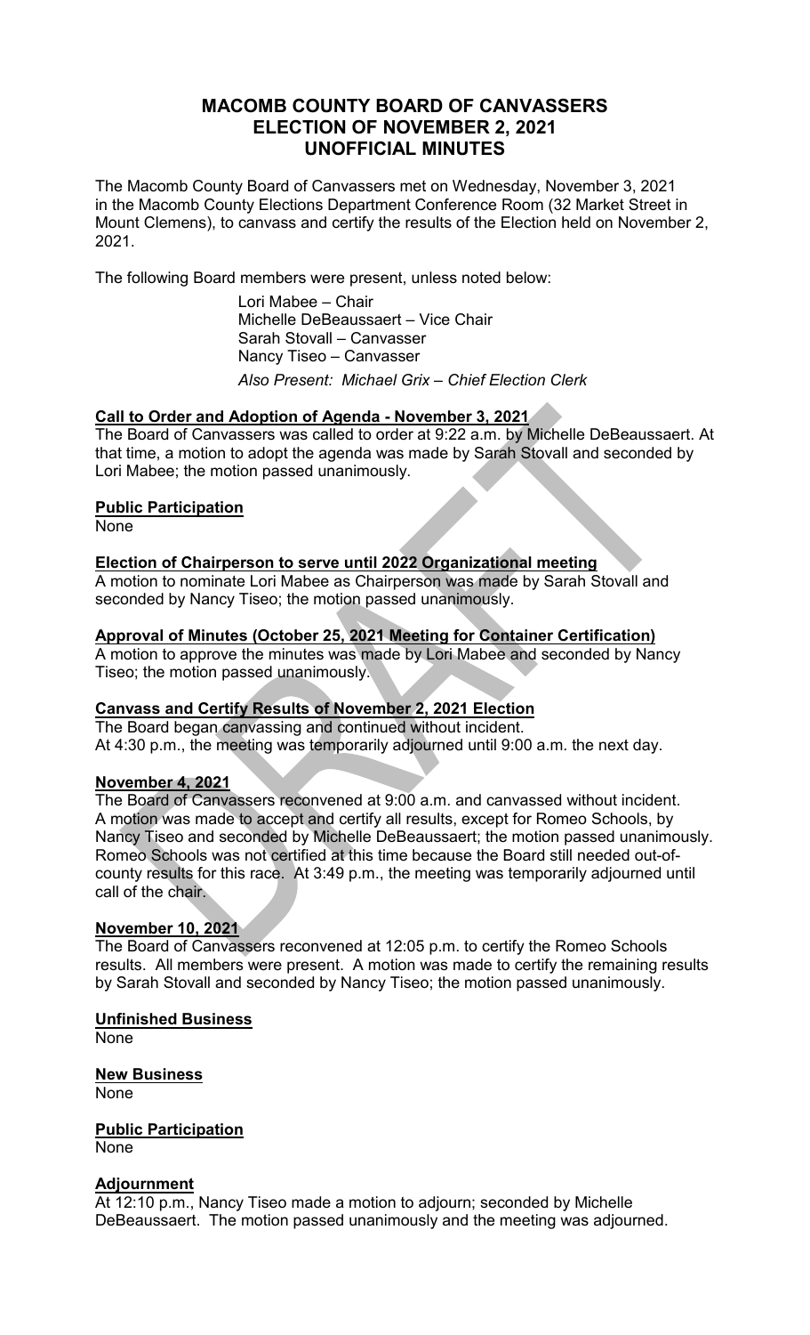# MACOMB COUNTY BOARD OF CANVASSERS
# ELECTION OF NOVEMBER 2, 2021
# UNOFFICIAL MINUTES

The Macomb County Board of Canvassers met on Wednesday, November 3, 2021 in the Macomb County Elections Department Conference Room (32 Market Street in Mount Clemens), to canvass and certify the results of the Election held on November 2, 2021.

The following Board members were present, unless noted below:

Lori Mabee – Chair
Michelle DeBeaussaert – Vice Chair
Sarah Stovall – Canvasser
Nancy Tiseo – Canvasser
*Also Present: Michael Grix – Chief Election Clerk*

**Call to Order and Adoption of Agenda - November 3, 2021**

The Board of Canvassers was called to order at 9:22 a.m. by Michelle DeBeaussaert. At that time, a motion to adopt the agenda was made by Sarah Stovall and seconded by Lori Mabee; the motion passed unanimously.

**Public Participation**

None

**Election of Chairperson to serve until 2022 Organizational meeting**

A motion to nominate Lori Mabee as Chairperson was made by Sarah Stovall and seconded by Nancy Tiseo; the motion passed unanimously.

**Approval of Minutes (October 25, 2021 Meeting for Container Certification)**

A motion to approve the minutes was made by Lori Mabee and seconded by Nancy Tiseo; the motion passed unanimously.

**Canvass and Certify Results of November 2, 2021 Election**

The Board began canvassing and continued without incident.
At 4:30 p.m., the meeting was temporarily adjourned until 9:00 a.m. the next day.

**November 4, 2021**

The Board of Canvassers reconvened at 9:00 a.m. and canvassed without incident. A motion was made to accept and certify all results, except for Romeo Schools, by Nancy Tiseo and seconded by Michelle DeBeaussaert; the motion passed unanimously. Romeo Schools was not certified at this time because the Board still needed out-of-county results for this race. At 3:49 p.m., the meeting was temporarily adjourned until call of the chair.

**November 10, 2021**

The Board of Canvassers reconvened at 12:05 p.m. to certify the Romeo Schools results. All members were present. A motion was made to certify the remaining results by Sarah Stovall and seconded by Nancy Tiseo; the motion passed unanimously.

**Unfinished Business**

None

**New Business**

None

**Public Participation**

None

**Adjournment**

At 12:10 p.m., Nancy Tiseo made a motion to adjourn; seconded by Michelle DeBeaussaert. The motion passed unanimously and the meeting was adjourned.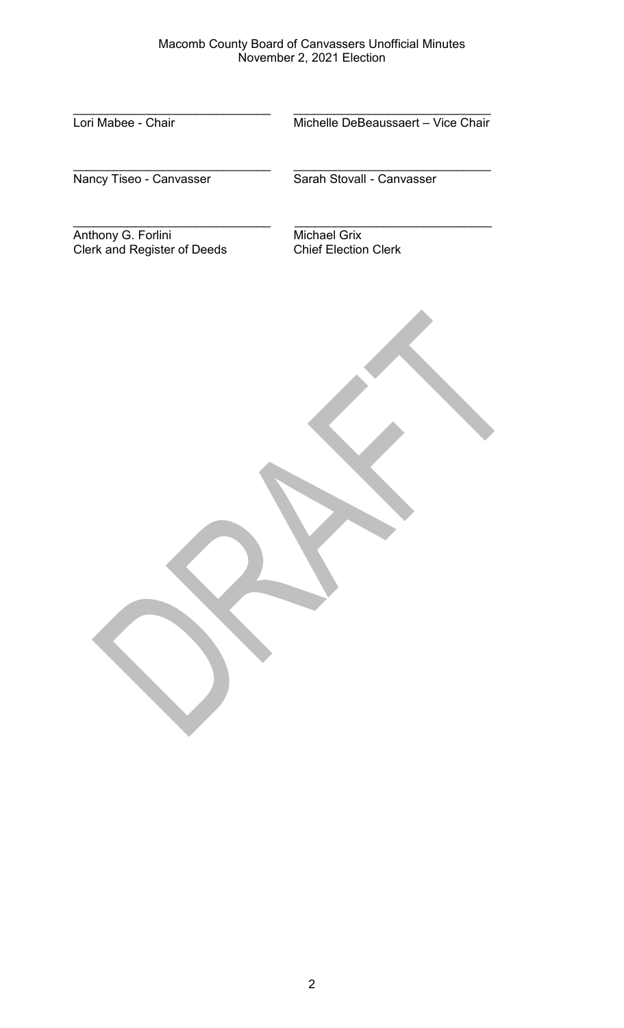\_\_\_\_\_\_\_\_\_\_\_\_\_\_\_\_\_\_\_\_\_\_\_\_\_\_\_\_\_\_
Lori Mabee - Chair

\_\_\_\_\_\_\_\_\_\_\_\_\_\_\_\_\_\_\_\_\_\_\_\_\_\_\_\_\_\_
Michelle DeBeaussaert – Vice Chair

\_\_\_\_\_\_\_\_\_\_\_\_\_\_\_\_\_\_\_\_\_\_\_\_\_\_\_\_\_\_
Nancy Tiseo - Canvasser

\_\_\_\_\_\_\_\_\_\_\_\_\_\_\_\_\_\_\_\_\_\_\_\_\_\_\_\_\_\_
Sarah Stovall - Canvasser

\_\_\_\_\_\_\_\_\_\_\_\_\_\_\_\_\_\_\_\_\_\_\_\_\_\_\_\_\_\_
Anthony G. Forlini
Clerk and Register of Deeds

\_\_\_\_\_\_\_\_\_\_\_\_\_\_\_\_\_\_\_\_\_\_\_\_\_\_\_\_\_\_
Michael Grix
Chief Election Clerk

DRAFT